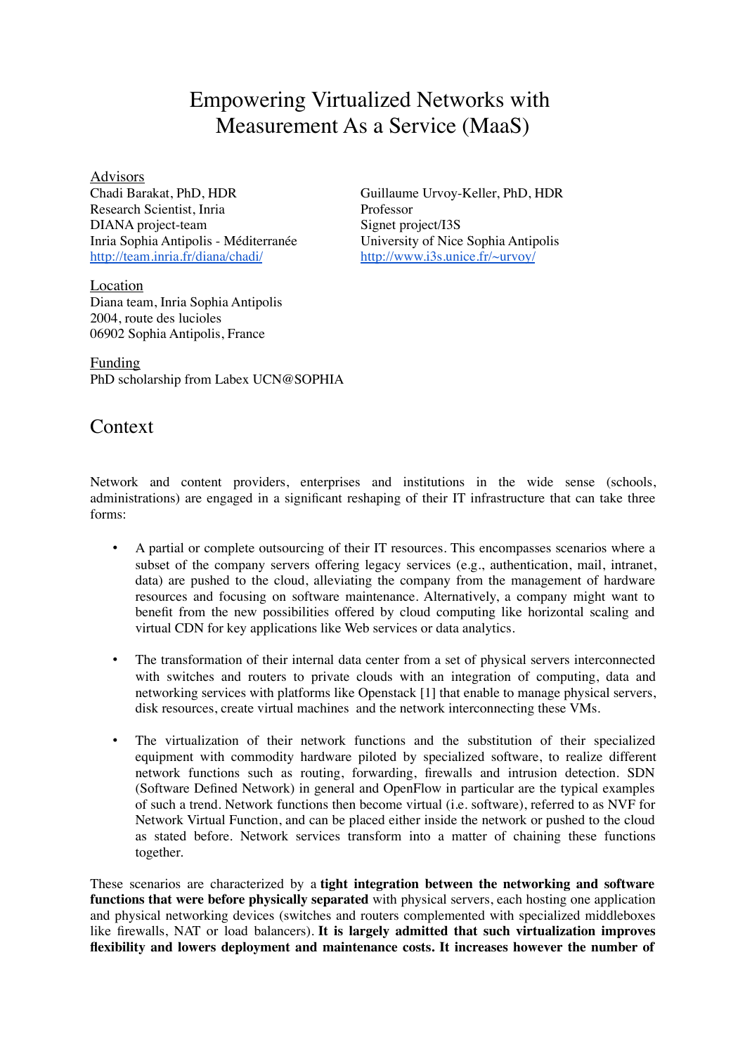# Empowering Virtualized Networks with Measurement As a Service (MaaS)

Advisors

Chadi Barakat, PhD, HDR
Research Scientist, Inria
DIANA project-team
Inria Sophia Antipolis - Méditerranée
http://team.inria.fr/diana/chadi/

Guillaume Urvoy-Keller, PhD, HDR
Professor
Signet project/I3S
University of Nice Sophia Antipolis
http://www.i3s.unice.fr/~urvoy/

Location

Diana team, Inria Sophia Antipolis
2004, route des lucioles
06902 Sophia Antipolis, France

Funding

PhD scholarship from Labex UCN@SOPHIA

## Context

Network and content providers, enterprises and institutions in the wide sense (schools, administrations) are engaged in a significant reshaping of their IT infrastructure that can take three forms:

- A partial or complete outsourcing of their IT resources. This encompasses scenarios where a subset of the company servers offering legacy services (e.g., authentication, mail, intranet, data) are pushed to the cloud, alleviating the company from the management of hardware resources and focusing on software maintenance. Alternatively, a company might want to benefit from the new possibilities offered by cloud computing like horizontal scaling and virtual CDN for key applications like Web services or data analytics.
- The transformation of their internal data center from a set of physical servers interconnected with switches and routers to private clouds with an integration of computing, data and networking services with platforms like Openstack [1] that enable to manage physical servers, disk resources, create virtual machines and the network interconnecting these VMs.
- The virtualization of their network functions and the substitution of their specialized equipment with commodity hardware piloted by specialized software, to realize different network functions such as routing, forwarding, firewalls and intrusion detection. SDN (Software Defined Network) in general and OpenFlow in particular are the typical examples of such a trend. Network functions then become virtual (i.e. software), referred to as NVF for Network Virtual Function, and can be placed either inside the network or pushed to the cloud as stated before. Network services transform into a matter of chaining these functions together.

These scenarios are characterized by a **tight integration between the networking and software functions that were before physically separated** with physical servers, each hosting one application and physical networking devices (switches and routers complemented with specialized middleboxes like firewalls, NAT or load balancers). **It is largely admitted that such virtualization improves flexibility and lowers deployment and maintenance costs. It increases however the number of**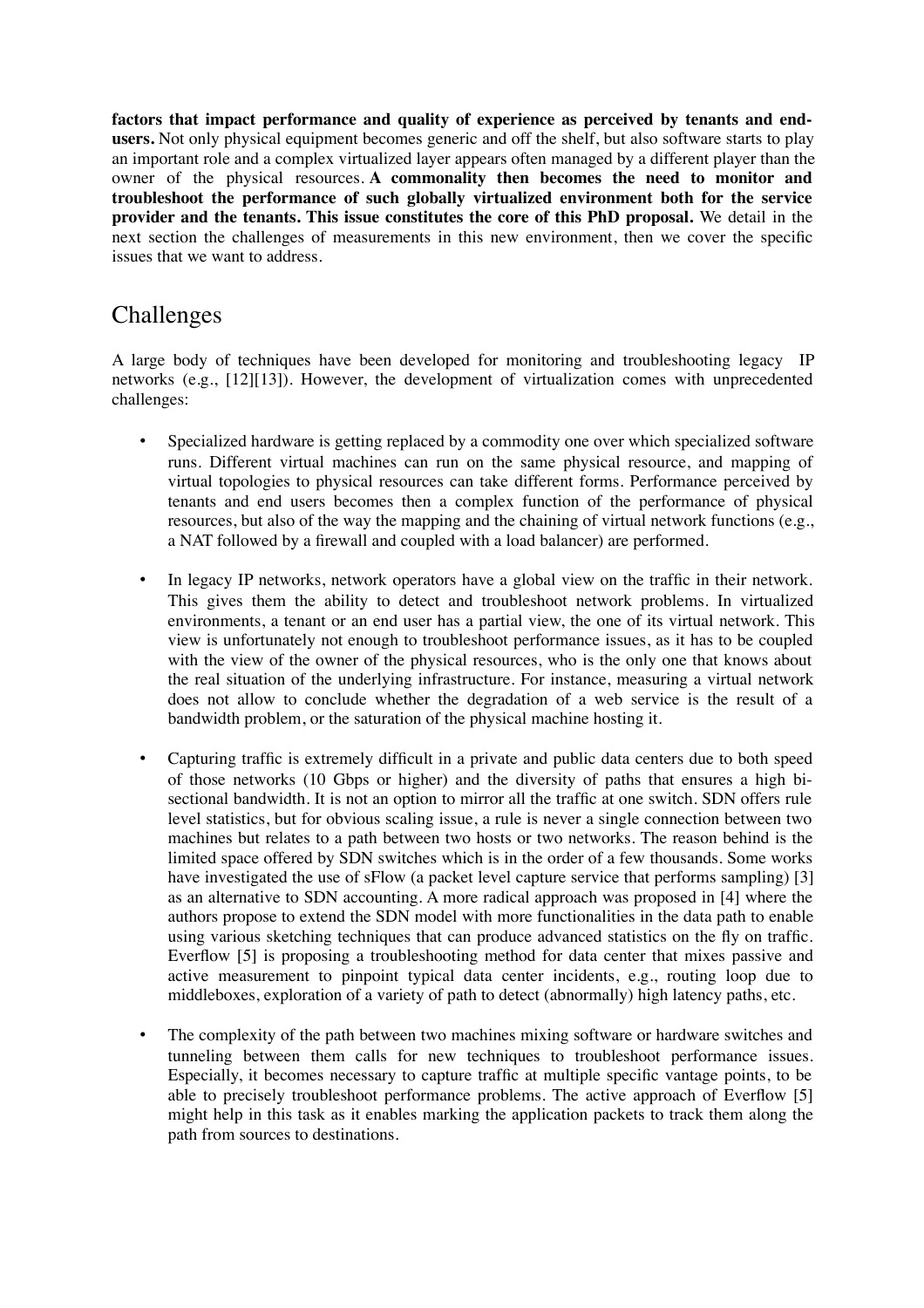**factors that impact performance and quality of experience as perceived by tenants and end-users.** Not only physical equipment becomes generic and off the shelf, but also software starts to play an important role and a complex virtualized layer appears often managed by a different player than the owner of the physical resources. **A commonality then becomes the need to monitor and troubleshoot the performance of such globally virtualized environment both for the service provider and the tenants. This issue constitutes the core of this PhD proposal.** We detail in the next section the challenges of measurements in this new environment, then we cover the specific issues that we want to address.

## Challenges

A large body of techniques have been developed for monitoring and troubleshooting legacy IP networks (e.g., [12][13]). However, the development of virtualization comes with unprecedented challenges:

- Specialized hardware is getting replaced by a commodity one over which specialized software runs. Different virtual machines can run on the same physical resource, and mapping of virtual topologies to physical resources can take different forms. Performance perceived by tenants and end users becomes then a complex function of the performance of physical resources, but also of the way the mapping and the chaining of virtual network functions (e.g., a NAT followed by a firewall and coupled with a load balancer) are performed.

- In legacy IP networks, network operators have a global view on the traffic in their network. This gives them the ability to detect and troubleshoot network problems. In virtualized environments, a tenant or an end user has a partial view, the one of its virtual network. This view is unfortunately not enough to troubleshoot performance issues, as it has to be coupled with the view of the owner of the physical resources, who is the only one that knows about the real situation of the underlying infrastructure. For instance, measuring a virtual network does not allow to conclude whether the degradation of a web service is the result of a bandwidth problem, or the saturation of the physical machine hosting it.

- Capturing traffic is extremely difficult in a private and public data centers due to both speed of those networks (10 Gbps or higher) and the diversity of paths that ensures a high bi-sectional bandwidth. It is not an option to mirror all the traffic at one switch. SDN offers rule level statistics, but for obvious scaling issue, a rule is never a single connection between two machines but relates to a path between two hosts or two networks. The reason behind is the limited space offered by SDN switches which is in the order of a few thousands. Some works have investigated the use of sFlow (a packet level capture service that performs sampling) [3] as an alternative to SDN accounting. A more radical approach was proposed in [4] where the authors propose to extend the SDN model with more functionalities in the data path to enable using various sketching techniques that can produce advanced statistics on the fly on traffic. Everflow [5] is proposing a troubleshooting method for data center that mixes passive and active measurement to pinpoint typical data center incidents, e.g., routing loop due to middleboxes, exploration of a variety of path to detect (abnormally) high latency paths, etc.

- The complexity of the path between two machines mixing software or hardware switches and tunneling between them calls for new techniques to troubleshoot performance issues. Especially, it becomes necessary to capture traffic at multiple specific vantage points, to be able to precisely troubleshoot performance problems. The active approach of Everflow [5] might help in this task as it enables marking the application packets to track them along the path from sources to destinations.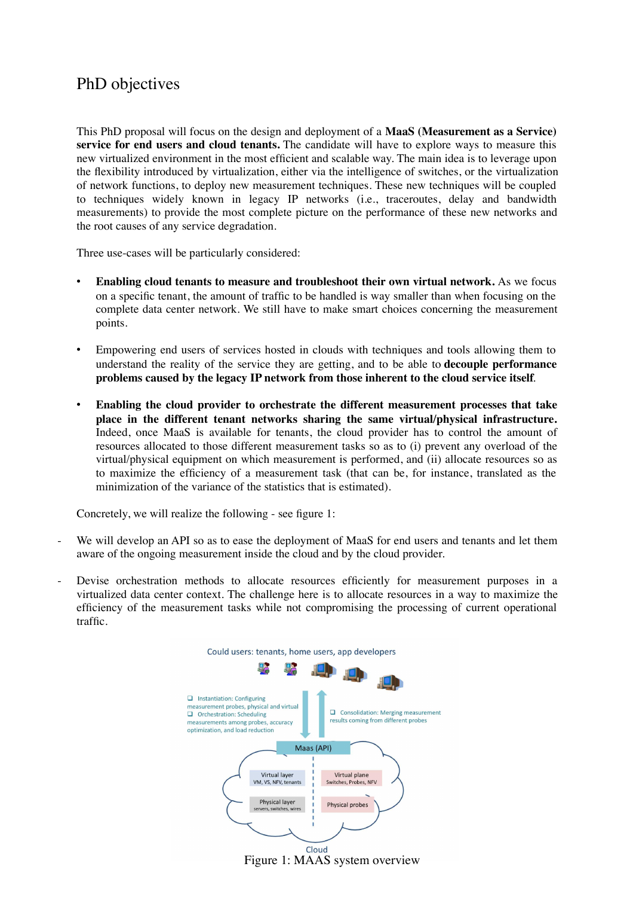# PhD objectives

This PhD proposal will focus on the design and deployment of a **MaaS (Measurement as a Service) service for end users and cloud tenants.** The candidate will have to explore ways to measure this new virtualized environment in the most efficient and scalable way. The main idea is to leverage upon the flexibility introduced by virtualization, either via the intelligence of switches, or the virtualization of network functions, to deploy new measurement techniques. These new techniques will be coupled to techniques widely known in legacy IP networks (i.e., traceroutes, delay and bandwidth measurements) to provide the most complete picture on the performance of these new networks and the root causes of any service degradation.

Three use-cases will be particularly considered:

- **Enabling cloud tenants to measure and troubleshoot their own virtual network.** As we focus on a specific tenant, the amount of traffic to be handled is way smaller than when focusing on the complete data center network. We still have to make smart choices concerning the measurement points.
- Empowering end users of services hosted in clouds with techniques and tools allowing them to understand the reality of the service they are getting, and to be able to **decouple performance problems caused by the legacy IP network from those inherent to the cloud service itself**.
- **Enabling the cloud provider to orchestrate the different measurement processes that take place in the different tenant networks sharing the same virtual/physical infrastructure.** Indeed, once MaaS is available for tenants, the cloud provider has to control the amount of resources allocated to those different measurement tasks so as to (i) prevent any overload of the virtual/physical equipment on which measurement is performed, and (ii) allocate resources so as to maximize the efficiency of a measurement task (that can be, for instance, translated as the minimization of the variance of the statistics that is estimated).

Concretely, we will realize the following - see figure 1:

- We will develop an API so as to ease the deployment of MaaS for end users and tenants and let them aware of the ongoing measurement inside the cloud and by the cloud provider.
- Devise orchestration methods to allocate resources efficiently for measurement purposes in a virtualized data center context. The challenge here is to allocate resources in a way to maximize the efficiency of the measurement tasks while not compromising the processing of current operational traffic.

Could users: tenants, home users, app developers

Instantiation: Configuring measurement probes, physical and virtual
Orchestration: Scheduling measurements among probes, accuracy optimization, and load reduction
Consolidation: Merging measurement results coming from different probes

Maas (API)

Virtual layer
VM, VS, NFV, tenants

Virtual plane
Switches, Probes, NFV

Physical layer
servers, switches, wires

Physical probes

Cloud

Figure 1: MAAS system overview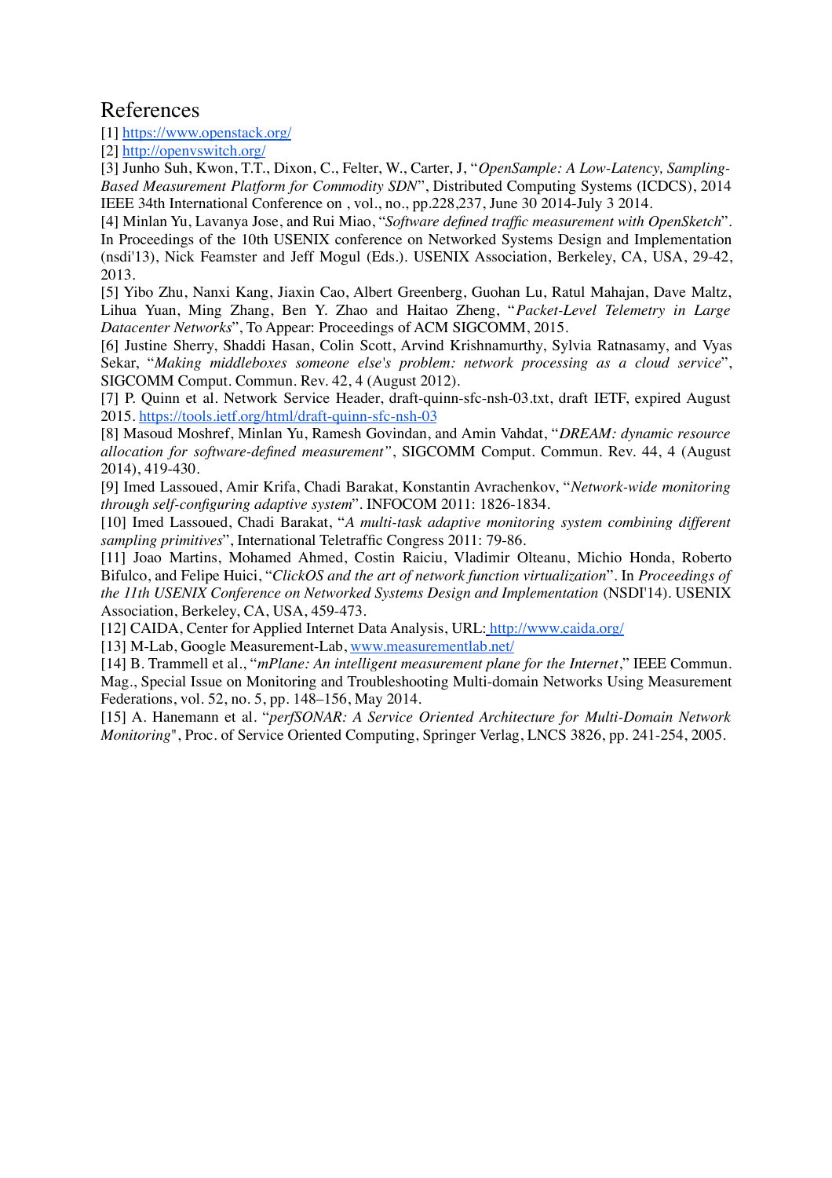# References

[1] https://www.openstack.org/
[2] http://openvswitch.org/
[3] Junho Suh, Kwon, T.T., Dixon, C., Felter, W., Carter, J, "*OpenSample: A Low-Latency, Sampling-Based Measurement Platform for Commodity SDN*", Distributed Computing Systems (ICDCS), 2014 IEEE 34th International Conference on , vol., no., pp.228,237, June 30 2014-July 3 2014.
[4] Minlan Yu, Lavanya Jose, and Rui Miao, "*Software defined traffic measurement with OpenSketch*". In Proceedings of the 10th USENIX conference on Networked Systems Design and Implementation (nsdi'13), Nick Feamster and Jeff Mogul (Eds.). USENIX Association, Berkeley, CA, USA, 29-42, 2013.
[5] Yibo Zhu, Nanxi Kang, Jiaxin Cao, Albert Greenberg, Guohan Lu, Ratul Mahajan, Dave Maltz, Lihua Yuan, Ming Zhang, Ben Y. Zhao and Haitao Zheng, "*Packet-Level Telemetry in Large Datacenter Networks*", To Appear: Proceedings of ACM SIGCOMM, 2015.
[6] Justine Sherry, Shaddi Hasan, Colin Scott, Arvind Krishnamurthy, Sylvia Ratnasamy, and Vyas Sekar, "*Making middleboxes someone else's problem: network processing as a cloud service*", SIGCOMM Comput. Commun. Rev. 42, 4 (August 2012).
[7] P. Quinn et al. Network Service Header, draft-quinn-sfc-nsh-03.txt, draft IETF, expired August 2015. https://tools.ietf.org/html/draft-quinn-sfc-nsh-03
[8] Masoud Moshref, Minlan Yu, Ramesh Govindan, and Amin Vahdat, "*DREAM: dynamic resource allocation for software-defined measurement"*, SIGCOMM Comput. Commun. Rev. 44, 4 (August 2014), 419-430.
[9] Imed Lassoued, Amir Krifa, Chadi Barakat, Konstantin Avrachenkov, "*Network-wide monitoring through self-configuring adaptive system*". INFOCOM 2011: 1826-1834.
[10] Imed Lassoued, Chadi Barakat, "*A multi-task adaptive monitoring system combining different sampling primitives*", International Teletraffic Congress 2011: 79-86.
[11] Joao Martins, Mohamed Ahmed, Costin Raiciu, Vladimir Olteanu, Michio Honda, Roberto Bifulco, and Felipe Huici, "*ClickOS and the art of network function virtualization*". In *Proceedings of the 11th USENIX Conference on Networked Systems Design and Implementation* (NSDI'14). USENIX Association, Berkeley, CA, USA, 459-473.
[12] CAIDA, Center for Applied Internet Data Analysis, URL: http://www.caida.org/
[13] M-Lab, Google Measurement-Lab, www.measurementlab.net/
[14] B. Trammell et al., "*mPlane: An intelligent measurement plane for the Internet*," IEEE Commun. Mag., Special Issue on Monitoring and Troubleshooting Multi-domain Networks Using Measurement Federations, vol. 52, no. 5, pp. 148–156, May 2014.
[15] A. Hanemann et al. "*perfSONAR: A Service Oriented Architecture for Multi-Domain Network Monitoring*", Proc. of Service Oriented Computing, Springer Verlag, LNCS 3826, pp. 241-254, 2005.